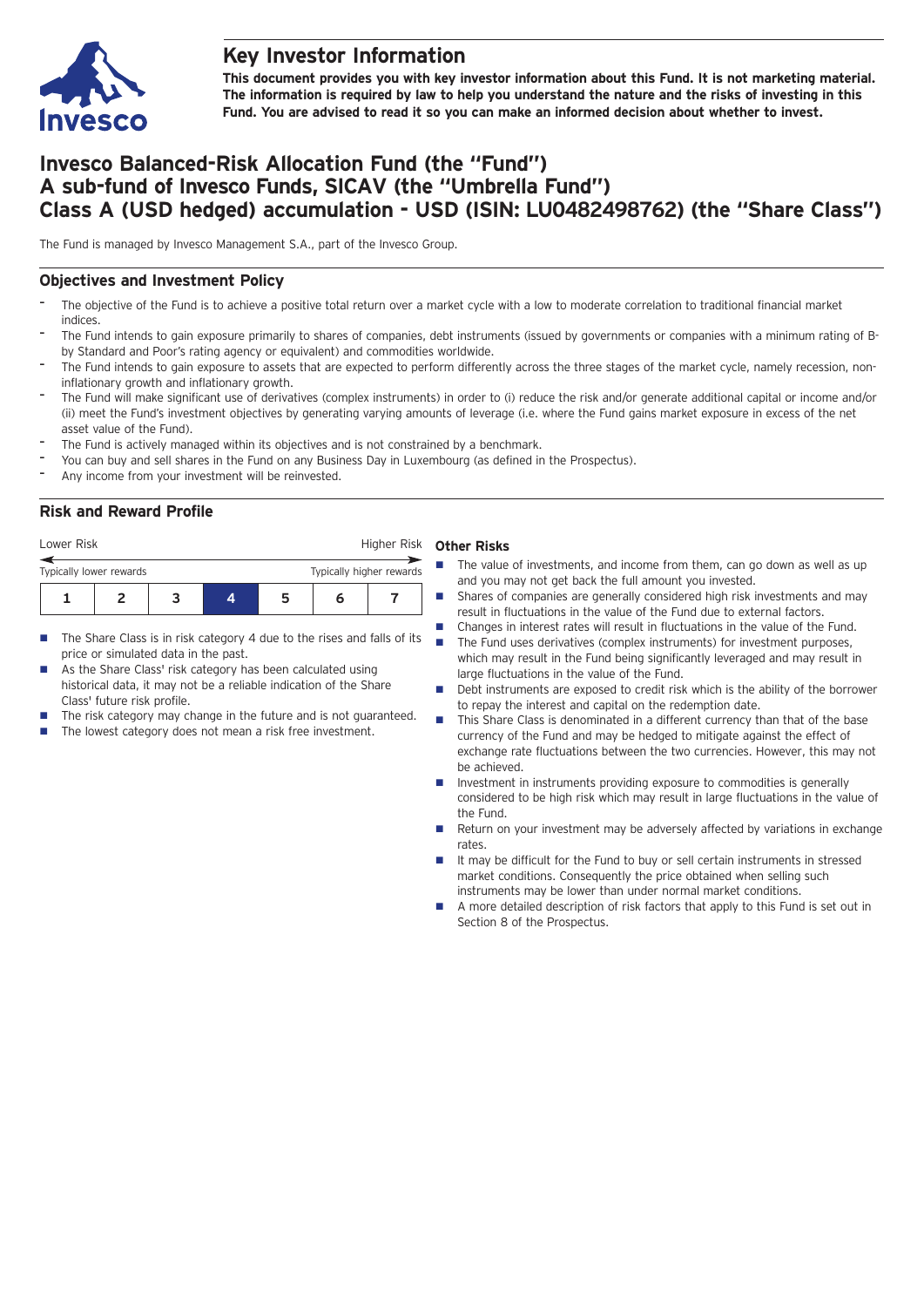# Key Investor Information

**This document provides you with key investor information about this Fund. It is not marketing material. The information is required by law to help you understand the nature and the risks of investing in this Fund. You are advised to read it so you can make an informed decision about whether to invest.**

## Invesco Balanced-Risk Allocation Fund (the "Fund")
## A sub-fund of Invesco Funds, SICAV (the "Umbrella Fund")
## Class A (USD hedged) accumulation - USD (ISIN: LU0482498762) (the "Share Class")

The Fund is managed by Invesco Management S.A., part of the Invesco Group.

### Objectives and Investment Policy

- The objective of the Fund is to achieve a positive total return over a market cycle with a low to moderate correlation to traditional financial market indices.
- The Fund intends to gain exposure primarily to shares of companies, debt instruments (issued by governments or companies with a minimum rating of B- by Standard and Poor's rating agency or equivalent) and commodities worldwide.
- The Fund intends to gain exposure to assets that are expected to perform differently across the three stages of the market cycle, namely recession, non-inflationary growth and inflationary growth.
- The Fund will make significant use of derivatives (complex instruments) in order to (i) reduce the risk and/or generate additional capital or income and/or (ii) meet the Fund's investment objectives by generating varying amounts of leverage (i.e. where the Fund gains market exposure in excess of the net asset value of the Fund).
- The Fund is actively managed within its objectives and is not constrained by a benchmark.
- You can buy and sell shares in the Fund on any Business Day in Luxembourg (as defined in the Prospectus).
- Any income from your investment will be reinvested.

### Risk and Reward Profile

Lower Risk — Higher Risk

Typically lower rewards — Typically higher rewards

| 1 | 2 | 3 | **4** | 5 | 6 | 7 |
|---|---|---|---|---|---|---|

- The Share Class is in risk category 4 due to the rises and falls of its price or simulated data in the past.
- As the Share Class' risk category has been calculated using historical data, it may not be a reliable indication of the Share Class' future risk profile.
- The risk category may change in the future and is not guaranteed.
- The lowest category does not mean a risk free investment.

**Other Risks**

- The value of investments, and income from them, can go down as well as up and you may not get back the full amount you invested.
- Shares of companies are generally considered high risk investments and may result in fluctuations in the value of the Fund due to external factors.
- Changes in interest rates will result in fluctuations in the value of the Fund.
- The Fund uses derivatives (complex instruments) for investment purposes, which may result in the Fund being significantly leveraged and may result in large fluctuations in the value of the Fund.
- Debt instruments are exposed to credit risk which is the ability of the borrower to repay the interest and capital on the redemption date.
- This Share Class is denominated in a different currency than that of the base currency of the Fund and may be hedged to mitigate against the effect of exchange rate fluctuations between the two currencies. However, this may not be achieved.
- Investment in instruments providing exposure to commodities is generally considered to be high risk which may result in large fluctuations in the value of the Fund.
- Return on your investment may be adversely affected by variations in exchange rates.
- It may be difficult for the Fund to buy or sell certain instruments in stressed market conditions. Consequently the price obtained when selling such instruments may be lower than under normal market conditions.
- A more detailed description of risk factors that apply to this Fund is set out in Section 8 of the Prospectus.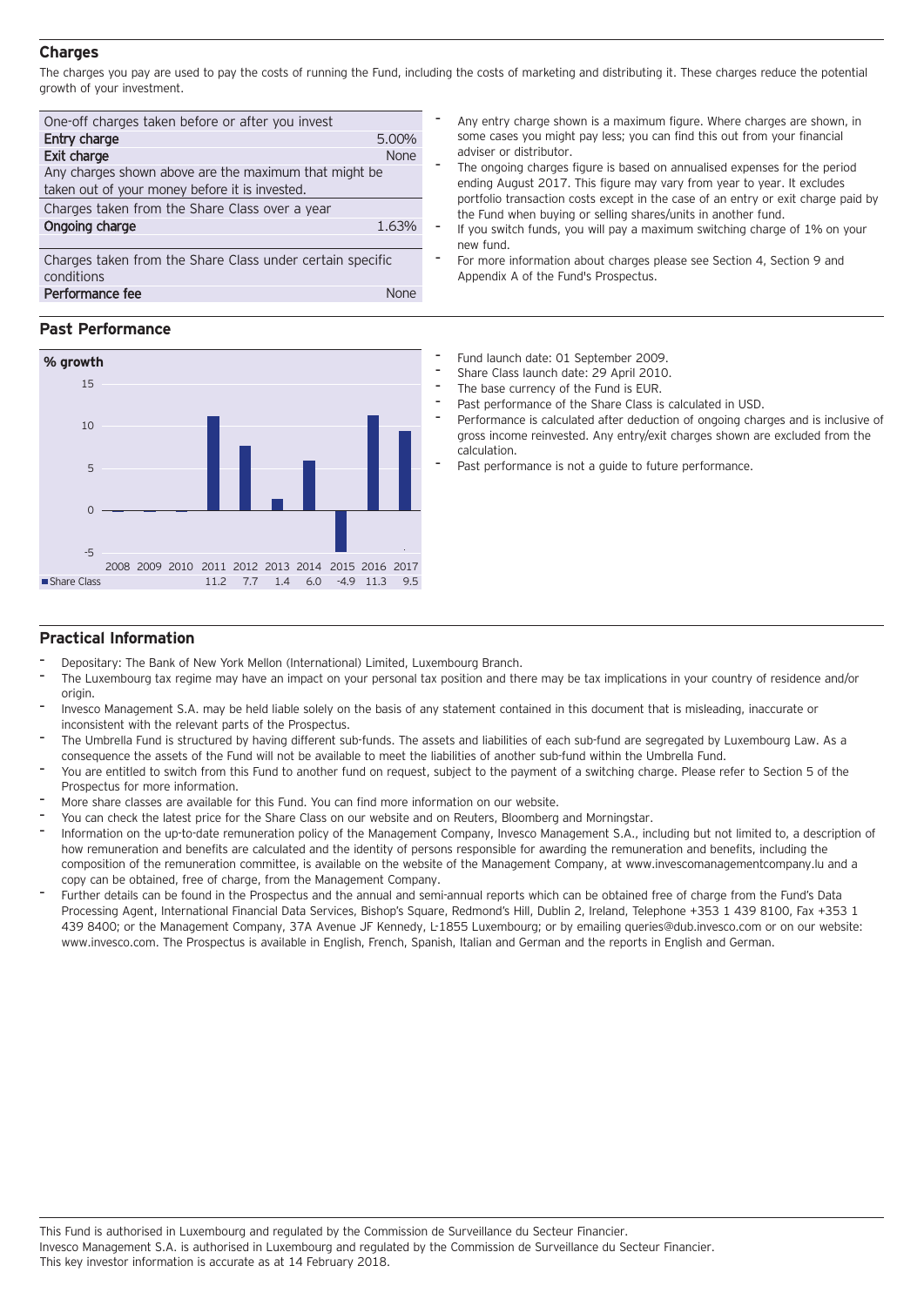## Charges

The charges you pay are used to pay the costs of running the Fund, including the costs of marketing and distributing it. These charges reduce the potential growth of your investment.

| One-off charges taken before or after you invest | |
|---|---|
| **Entry charge** | 5.00% |
| **Exit charge** | None |
| Any charges shown above are the maximum that might be taken out of your money before it is invested. | |
| Charges taken from the Share Class over a year | |
| **Ongoing charge** | 1.63% |
| Charges taken from the Share Class under certain specific conditions | |
| **Performance fee** | None |

- Any entry charge shown is a maximum figure. Where charges are shown, in some cases you might pay less; you can find this out from your financial adviser or distributor.
- The ongoing charges figure is based on annualised expenses for the period ending August 2017. This figure may vary from year to year. It excludes portfolio transaction costs except in the case of an entry or exit charge paid by the Fund when buying or selling shares/units in another fund.
- If you switch funds, you will pay a maximum switching charge of 1% on your new fund.
- For more information about charges please see Section 4, Section 9 and Appendix A of the Fund's Prospectus.

## Past Performance

% growth

15
10
5
0
-5

2008 2009 2010 2011 2012 2013 2014 2015 2016 2017

Share Class 11.2 7.7 1.4 6.0 -4.9 11.3 9.5

- Fund launch date: 01 September 2009.
- Share Class launch date: 29 April 2010.
- The base currency of the Fund is EUR.
- Past performance of the Share Class is calculated in USD.
- Performance is calculated after deduction of ongoing charges and is inclusive of gross income reinvested. Any entry/exit charges shown are excluded from the calculation.
- Past performance is not a guide to future performance.

## Practical Information

- Depositary: The Bank of New York Mellon (International) Limited, Luxembourg Branch.
- The Luxembourg tax regime may have an impact on your personal tax position and there may be tax implications in your country of residence and/or origin.
- Invesco Management S.A. may be held liable solely on the basis of any statement contained in this document that is misleading, inaccurate or inconsistent with the relevant parts of the Prospectus.
- The Umbrella Fund is structured by having different sub-funds. The assets and liabilities of each sub-fund are segregated by Luxembourg Law. As a consequence the assets of the Fund will not be available to meet the liabilities of another sub-fund within the Umbrella Fund.
- You are entitled to switch from this Fund to another fund on request, subject to the payment of a switching charge. Please refer to Section 5 of the Prospectus for more information.
- More share classes are available for this Fund. You can find more information on our website.
- You can check the latest price for the Share Class on our website and on Reuters, Bloomberg and Morningstar.
- Information on the up-to-date remuneration policy of the Management Company, Invesco Management S.A., including but not limited to, a description of how remuneration and benefits are calculated and the identity of persons responsible for awarding the remuneration and benefits, including the composition of the remuneration committee, is available on the website of the Management Company, at www.invescomanagementcompany.lu and a copy can be obtained, free of charge, from the Management Company.
- Further details can be found in the Prospectus and the annual and semi-annual reports which can be obtained free of charge from the Fund's Data Processing Agent, International Financial Data Services, Bishop's Square, Redmond's Hill, Dublin 2, Ireland, Telephone +353 1 439 8100, Fax +353 1 439 8400; or the Management Company, 37A Avenue JF Kennedy, L-1855 Luxembourg; or by emailing queries@dub.invesco.com or on our website: www.invesco.com. The Prospectus is available in English, French, Spanish, Italian and German and the reports in English and German.

This Fund is authorised in Luxembourg and regulated by the Commission de Surveillance du Secteur Financier.
Invesco Management S.A. is authorised in Luxembourg and regulated by the Commission de Surveillance du Secteur Financier.
This key investor information is accurate as at 14 February 2018.